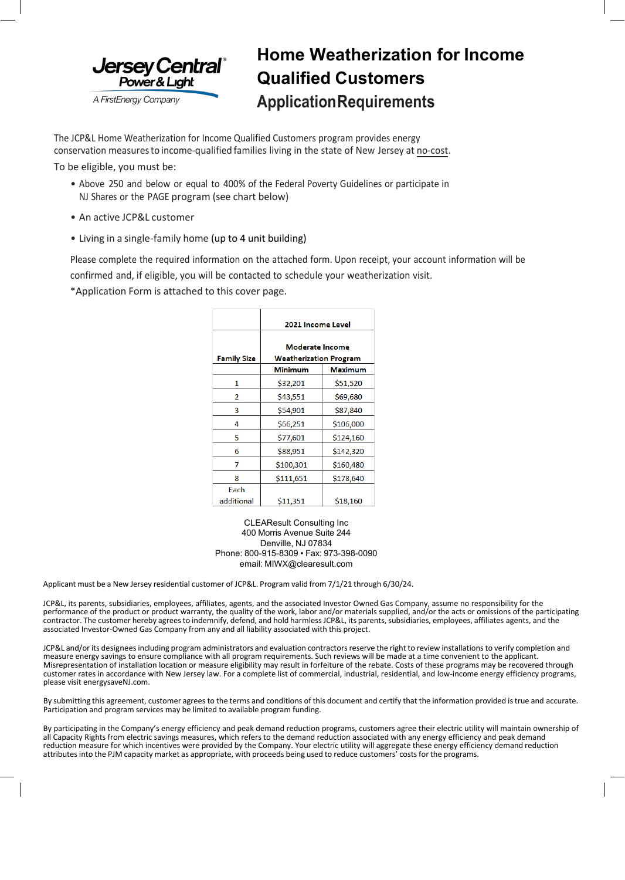Jersey Central Power & Light
A FirstEnergy Company

# Home Weatherization for Income Qualified Customers
## Application Requirements

The JCP&L Home Weatherization for Income Qualified Customers program provides energy conservation measures to income-qualified families living in the state of New Jersey at no-cost.

To be eligible, you must be:

- Above 250 and below or equal to 400% of the Federal Poverty Guidelines or participate in NJ Shares or the PAGE program (see chart below)
- An active JCP&L customer
- Living in a single-family home (up to 4 unit building)

Please complete the required information on the attached form. Upon receipt, your account information will be confirmed and, if eligible, you will be contacted to schedule your weatherization visit.

*Application Form is attached to this cover page.

| | 2021 Income Level | |
|---|---|---|
| Family Size | Moderate Income Weatherization Program | |
| | Minimum | Maximum |
| 1 | $32,201 | $51,520 |
| 2 | $43,551 | $69,680 |
| 3 | $54,901 | $87,840 |
| 4 | $66,251 | $106,000 |
| 5 | $77,601 | $124,160 |
| 6 | $88,951 | $142,320 |
| 7 | $100,301 | $160,480 |
| 8 | $111,651 | $178,640 |
| Each additional | $11,351 | $18,160 |

CLEAResult Consulting Inc
400 Morris Avenue Suite 244
Denville, NJ 07834
Phone: 800-915-8309 • Fax: 973-398-0090
email: MIWX@clearesult.com

Applicant must be a New Jersey residential customer of JCP&L. Program valid from 7/1/21 through 6/30/24.

JCP&L, its parents, subsidiaries, employees, affiliates, agents, and the associated Investor Owned Gas Company, assume no responsibility for the performance of the product or product warranty, the quality of the work, labor and/or materials supplied, and/or the acts or omissions of the participating contractor. The customer hereby agrees to indemnify, defend, and hold harmless JCP&L, its parents, subsidiaries, employees, affiliates agents, and the associated Investor-Owned Gas Company from any and all liability associated with this project.

JCP&L and/or its designees including program administrators and evaluation contractors reserve the right to review installations to verify completion and measure energy savings to ensure compliance with all program requirements. Such reviews will be made at a time convenient to the applicant. Misrepresentation of installation location or measure eligibility may result in forfeiture of the rebate. Costs of these programs may be recovered through customer rates in accordance with New Jersey law. For a complete list of commercial, industrial, residential, and low-income energy efficiency programs, please visit energysaveNJ.com.

By submitting this agreement, customer agrees to the terms and conditions of this document and certify that the information provided is true and accurate. Participation and program services may be limited to available program funding.

By participating in the Company's energy efficiency and peak demand reduction programs, customers agree their electric utility will maintain ownership of all Capacity Rights from electric savings measures, which refers to the demand reduction associated with any energy efficiency and peak demand reduction measure for which incentives were provided by the Company. Your electric utility will aggregate these energy efficiency demand reduction attributes into the PJM capacity market as appropriate, with proceeds being used to reduce customers' costs for the programs.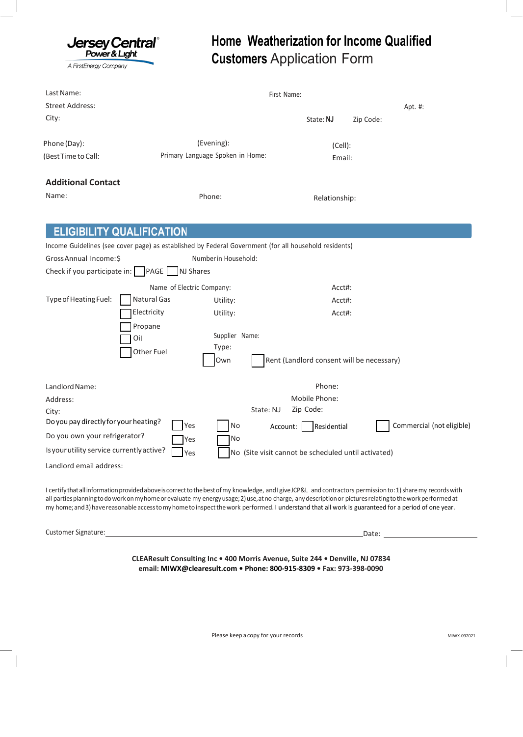Jersey Central Power & Light
A FirstEnergy Company

# Home Weatherization for Income Qualified Customers Application Form

Last Name: First Name:

Street Address: Apt. #:

City: State: **NJ** Zip Code:

Phone (Day): (Evening): (Cell):

(Best Time to Call: Primary Language Spoken in Home: Email:

## Additional Contact

Name: Phone: Relationship:

## ELIGIBILITY QUALIFICATION

Income Guidelines (see cover page) as established by Federal Government (for all household residents)

Gross Annual Income: $ Number in Household:

Check if you participate in: ☐ PAGE ☐ NJ Shares

Name of Electric Company: Acct#:

Type of Heating Fuel:
☐ Natural Gas Utility: Acct#:
☐ Electricity Utility: Acct#:
☐ Propane
☐ Oil Supplier Name:
☐ Other Fuel

Type:
☐ Own ☐ Rent (Landlord consent will be necessary)

Landlord Name: Phone:

Address: Mobile Phone:

City: State: NJ Zip Code:

Do you pay directly for your heating? ☐ Yes ☐ No Account: ☐ Residential ☐ Commercial (not eligible)

Do you own your refrigerator? ☐ Yes ☐ No

Is your utility service currently active? ☐ Yes ☐ No (Site visit cannot be scheduled until activated)

Landlord email address:

I certify that all information provided above is correct to the best of my knowledge, and I give JCP&L and contractors permission to: 1) share my records with all parties planning to do work on my home or evaluate my energy usage; 2) use, at no charge, any description or pictures relating to the work performed at my home; and 3) have reasonable access to my home to inspect the work performed. I understand that all work is guaranteed for a period of one year.

Customer Signature: ______________________________ Date: ______________

**CLEAResult Consulting Inc • 400 Morris Avenue, Suite 244 • Denville, NJ 07834**
**email: MIWX@clearesult.com • Phone: 800-915-8309 • Fax: 973-398-0090**

Please keep a copy for your records

MIWX-092021